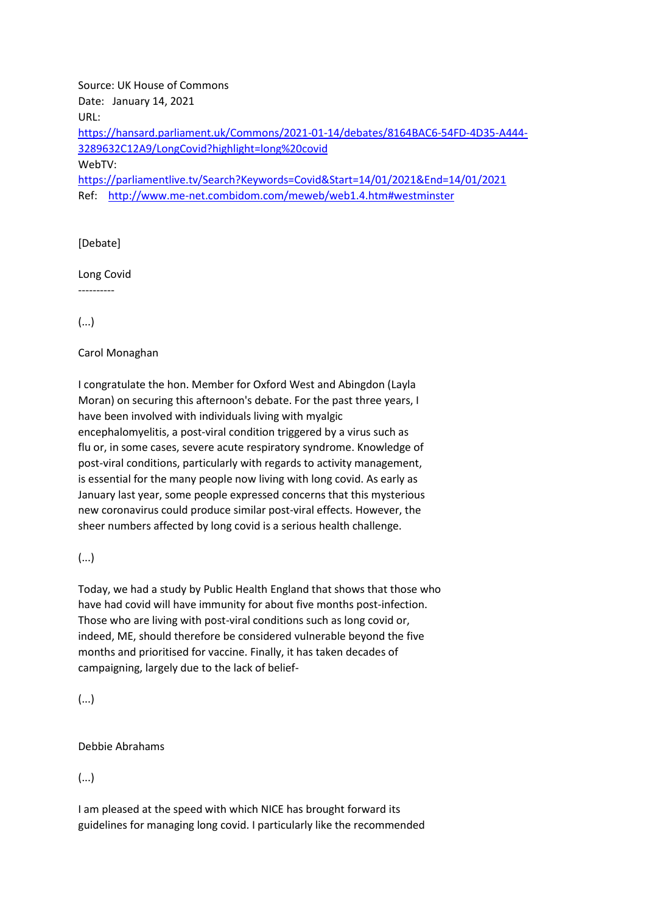Source: UK House of Commons
Date: January 14, 2021
URL:
[https://hansard.parliament.uk/Commons/2021-01-14/debates/8164BAC6-54FD-4D35-A444-3289632C12A9/LongCovid?highlight=long%20covid](https://hansard.parliament.uk/Commons/2021-01-14/debates/8164BAC6-54FD-4D35-A444-3289632C12A9/LongCovid?highlight=long%20covid)
WebTV:
[https://parliamentlive.tv/Search?Keywords=Covid&Start=14/01/2021&End=14/01/2021](https://parliamentlive.tv/Search?Keywords=Covid&Start=14/01/2021&End=14/01/2021)
Ref: [http://www.me-net.combidom.com/meweb/web1.4.htm#westminster](http://www.me-net.combidom.com/meweb/web1.4.htm#westminster)

[Debate]

Long Covid
----------

(...)

Carol Monaghan

I congratulate the hon. Member for Oxford West and Abingdon (Layla Moran) on securing this afternoon's debate. For the past three years, I have been involved with individuals living with myalgic encephalomyelitis, a post-viral condition triggered by a virus such as flu or, in some cases, severe acute respiratory syndrome. Knowledge of post-viral conditions, particularly with regards to activity management, is essential for the many people now living with long covid. As early as January last year, some people expressed concerns that this mysterious new coronavirus could produce similar post-viral effects. However, the sheer numbers affected by long covid is a serious health challenge.

(...)

Today, we had a study by Public Health England that shows that those who have had covid will have immunity for about five months post-infection. Those who are living with post-viral conditions such as long covid or, indeed, ME, should therefore be considered vulnerable beyond the five months and prioritised for vaccine. Finally, it has taken decades of campaigning, largely due to the lack of belief-

(...)

Debbie Abrahams

(...)

I am pleased at the speed with which NICE has brought forward its guidelines for managing long covid. I particularly like the recommended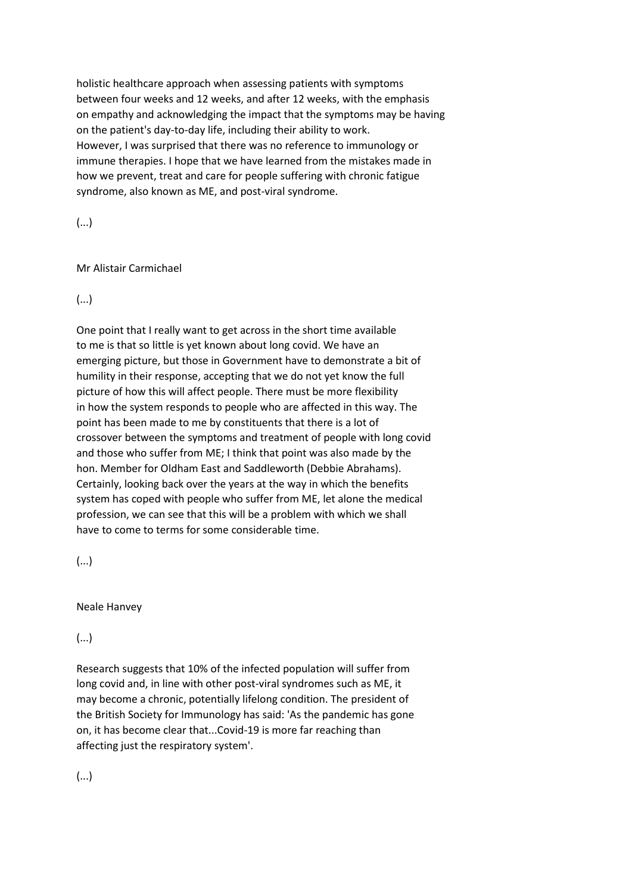holistic healthcare approach when assessing patients with symptoms between four weeks and 12 weeks, and after 12 weeks, with the emphasis on empathy and acknowledging the impact that the symptoms may be having on the patient's day-to-day life, including their ability to work. However, I was surprised that there was no reference to immunology or immune therapies. I hope that we have learned from the mistakes made in how we prevent, treat and care for people suffering with chronic fatigue syndrome, also known as ME, and post-viral syndrome.

(...)

Mr Alistair Carmichael

(...)

One point that I really want to get across in the short time available to me is that so little is yet known about long covid. We have an emerging picture, but those in Government have to demonstrate a bit of humility in their response, accepting that we do not yet know the full picture of how this will affect people. There must be more flexibility in how the system responds to people who are affected in this way. The point has been made to me by constituents that there is a lot of crossover between the symptoms and treatment of people with long covid and those who suffer from ME; I think that point was also made by the hon. Member for Oldham East and Saddleworth (Debbie Abrahams). Certainly, looking back over the years at the way in which the benefits system has coped with people who suffer from ME, let alone the medical profession, we can see that this will be a problem with which we shall have to come to terms for some considerable time.

(...)

Neale Hanvey

(...)

Research suggests that 10% of the infected population will suffer from long covid and, in line with other post-viral syndromes such as ME, it may become a chronic, potentially lifelong condition. The president of the British Society for Immunology has said: 'As the pandemic has gone on, it has become clear that...Covid-19 is more far reaching than affecting just the respiratory system'.

(...)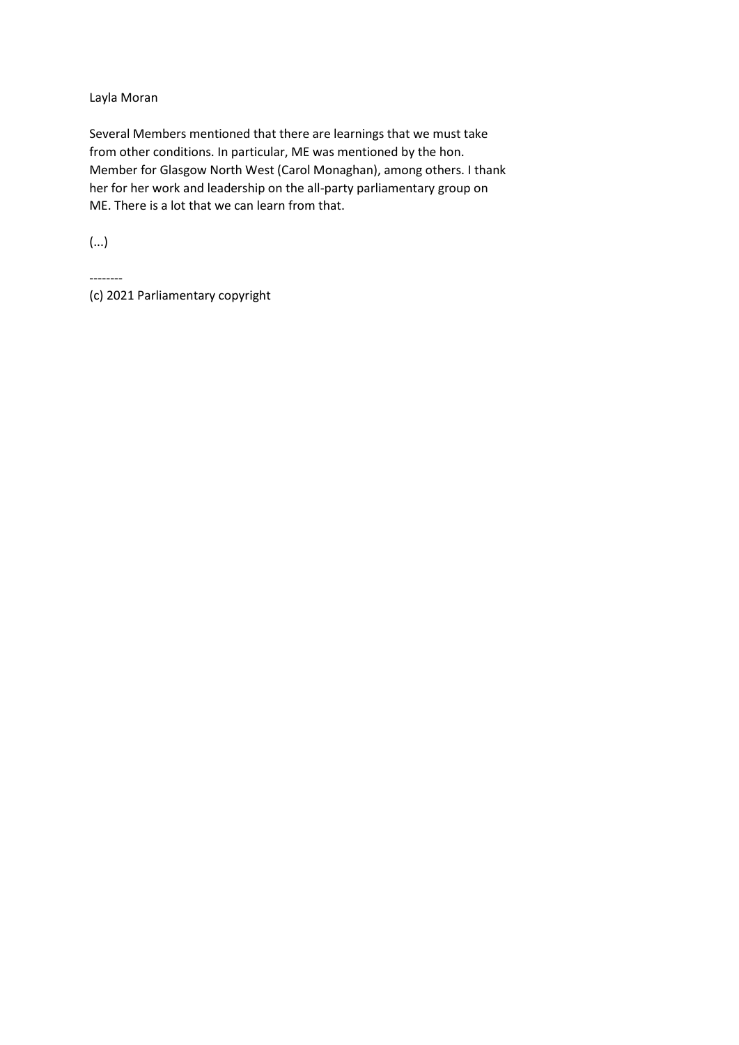Layla Moran

Several Members mentioned that there are learnings that we must take from other conditions. In particular, ME was mentioned by the hon. Member for Glasgow North West (Carol Monaghan), among others. I thank her for her work and leadership on the all-party parliamentary group on ME. There is a lot that we can learn from that.

(...)

--------
(c) 2021 Parliamentary copyright